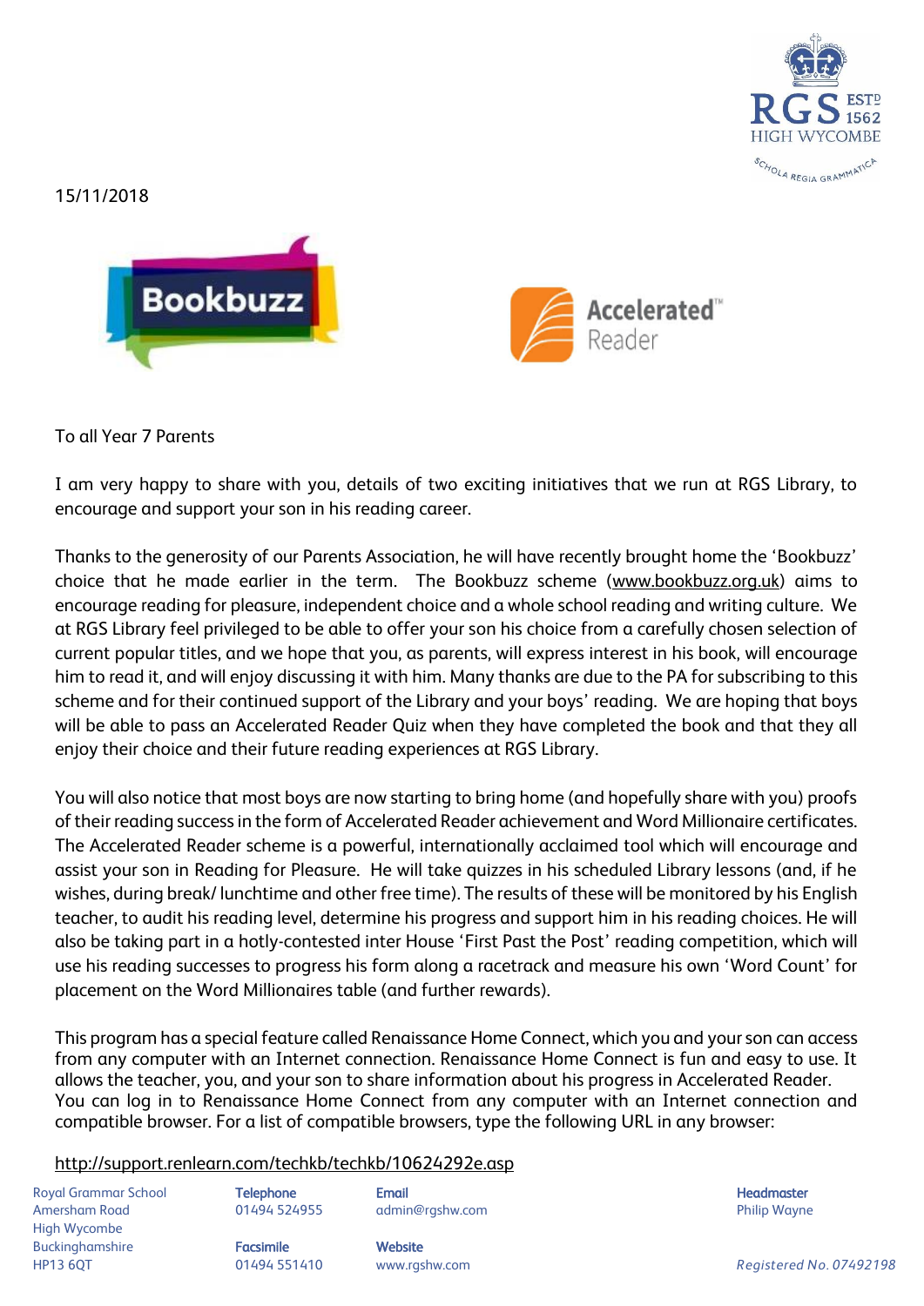15/11/2018

To all Year 7 Parents

I am very happy to share with you, details of two exciting initiatives that we run at RGS Library, to encourage and support your son in his reading career.

Thanks to the generosity of our Parents Association, he will have recently brought home the 'Bookbuzz' choice that he made earlier in the term. The Bookbuzz scheme (www.bookbuzz.org.uk) aims to encourage reading for pleasure, independent choice and a whole school reading and writing culture. We at RGS Library feel privileged to be able to offer your son his choice from a carefully chosen selection of current popular titles, and we hope that you, as parents, will express interest in his book, will encourage him to read it, and will enjoy discussing it with him. Many thanks are due to the PA for subscribing to this scheme and for their continued support of the Library and your boys' reading. We are hoping that boys will be able to pass an Accelerated Reader Quiz when they have completed the book and that they all enjoy their choice and their future reading experiences at RGS Library.

You will also notice that most boys are now starting to bring home (and hopefully share with you) proofs of their reading success in the form of Accelerated Reader achievement and Word Millionaire certificates. The Accelerated Reader scheme is a powerful, internationally acclaimed tool which will encourage and assist your son in Reading for Pleasure. He will take quizzes in his scheduled Library lessons (and, if he wishes, during break/ lunchtime and other free time). The results of these will be monitored by his English teacher, to audit his reading level, determine his progress and support him in his reading choices. He will also be taking part in a hotly-contested inter House 'First Past the Post' reading competition, which will use his reading successes to progress his form along a racetrack and measure his own 'Word Count' for placement on the Word Millionaires table (and further rewards).

This program has a special feature called Renaissance Home Connect, which you and your son can access from any computer with an Internet connection. Renaissance Home Connect is fun and easy to use. It allows the teacher, you, and your son to share information about his progress in Accelerated Reader. You can log in to Renaissance Home Connect from any computer with an Internet connection and compatible browser. For a list of compatible browsers, type the following URL in any browser:

http://support.renlearn.com/techkb/techkb/10624292e.asp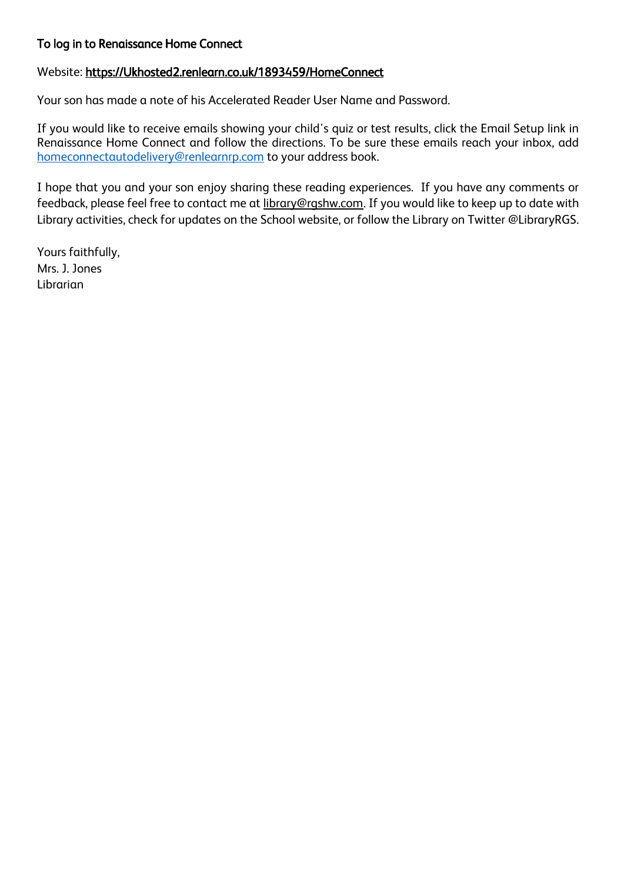**To log in to Renaissance Home Connect**

Website: **https://Ukhosted2.renlearn.co.uk/1893459/HomeConnect**

Your son has made a note of his Accelerated Reader User Name and Password.

If you would like to receive emails showing your child's quiz or test results, click the Email Setup link in Renaissance Home Connect and follow the directions. To be sure these emails reach your inbox, add homeconnectautodelivery@renlearnrp.com to your address book.

I hope that you and your son enjoy sharing these reading experiences. If you have any comments or feedback, please feel free to contact me at library@rgshw.com. If you would like to keep up to date with Library activities, check for updates on the School website, or follow the Library on Twitter @LibraryRGS.

Yours faithfully,
Mrs. J. Jones
Librarian